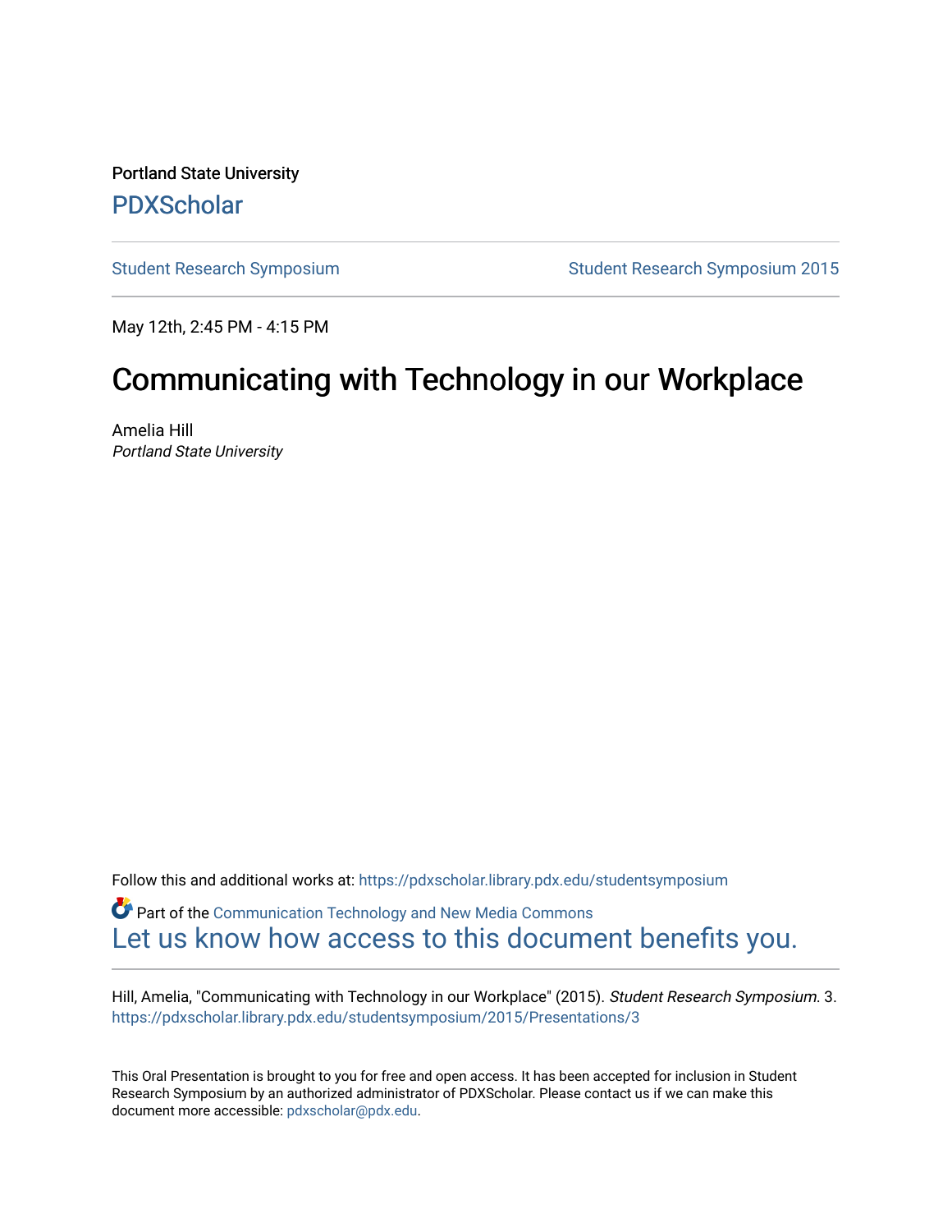Portland State University

PDXScholar

Student Research Symposium | Student Research Symposium 2015

May 12th, 2:45 PM - 4:15 PM

# Communicating with Technology in our Workplace

Amelia Hill
*Portland State University*

Follow this and additional works at: https://pdxscholar.library.pdx.edu/studentsymposium

Part of the Communication Technology and New Media Commons

Let us know how access to this document benefits you.

Hill, Amelia, "Communicating with Technology in our Workplace" (2015). *Student Research Symposium*. 3. https://pdxscholar.library.pdx.edu/studentsymposium/2015/Presentations/3

This Oral Presentation is brought to you for free and open access. It has been accepted for inclusion in Student Research Symposium by an authorized administrator of PDXScholar. Please contact us if we can make this document more accessible: pdxscholar@pdx.edu.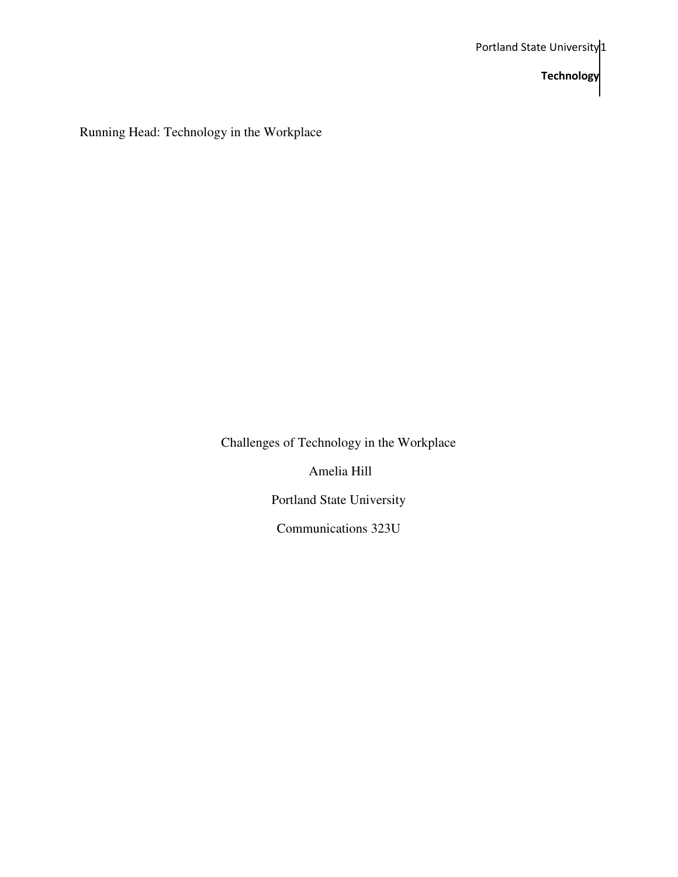Running Head: Technology in the Workplace

Challenges of Technology in the Workplace

Amelia Hill

Portland State University

Communications 323U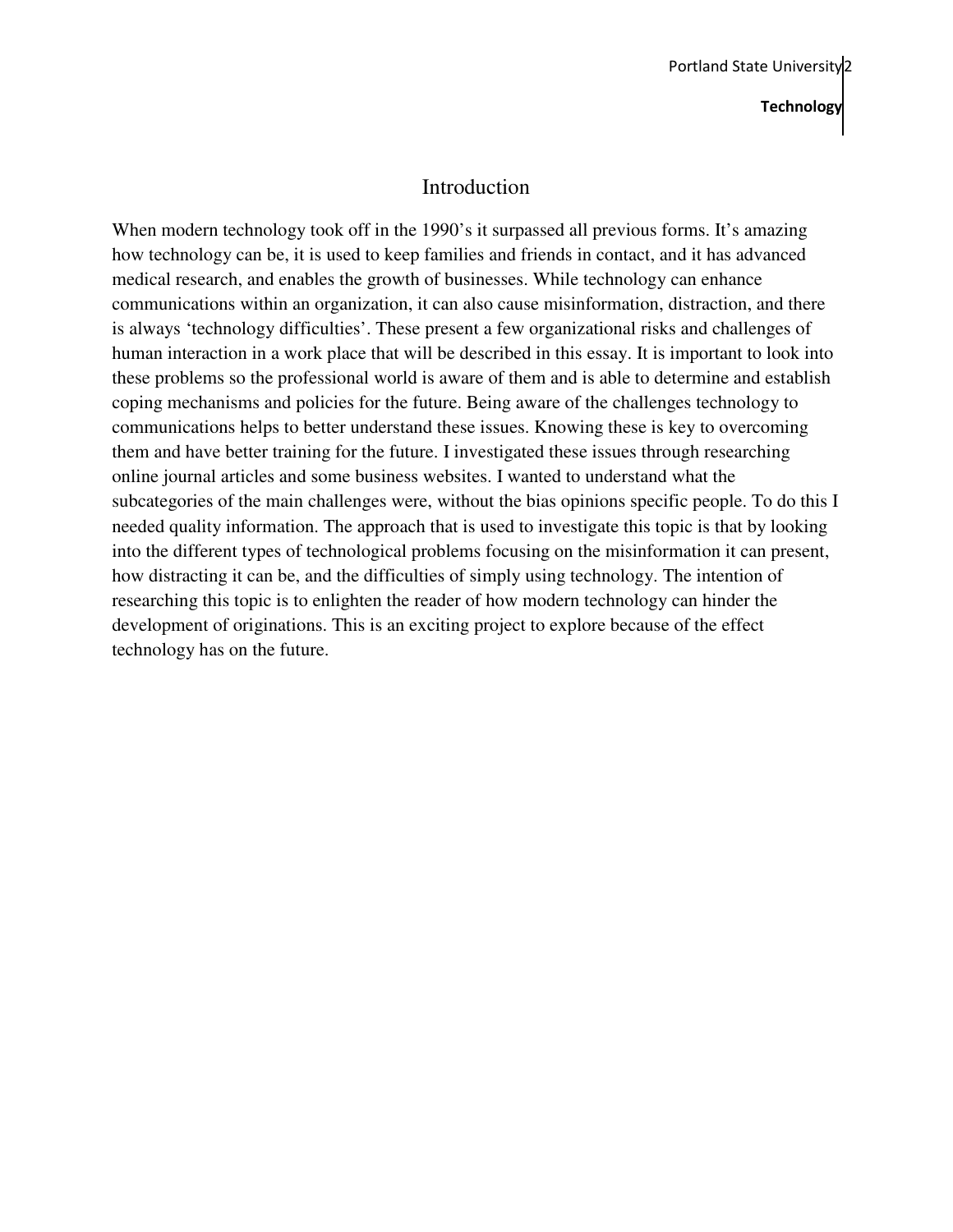# Introduction

When modern technology took off in the 1990's it surpassed all previous forms. It's amazing how technology can be, it is used to keep families and friends in contact, and it has advanced medical research, and enables the growth of businesses. While technology can enhance communications within an organization, it can also cause misinformation, distraction, and there is always 'technology difficulties'. These present a few organizational risks and challenges of human interaction in a work place that will be described in this essay. It is important to look into these problems so the professional world is aware of them and is able to determine and establish coping mechanisms and policies for the future. Being aware of the challenges technology to communications helps to better understand these issues. Knowing these is key to overcoming them and have better training for the future. I investigated these issues through researching online journal articles and some business websites. I wanted to understand what the subcategories of the main challenges were, without the bias opinions specific people. To do this I needed quality information. The approach that is used to investigate this topic is that by looking into the different types of technological problems focusing on the misinformation it can present, how distracting it can be, and the difficulties of simply using technology. The intention of researching this topic is to enlighten the reader of how modern technology can hinder the development of originations. This is an exciting project to explore because of the effect technology has on the future.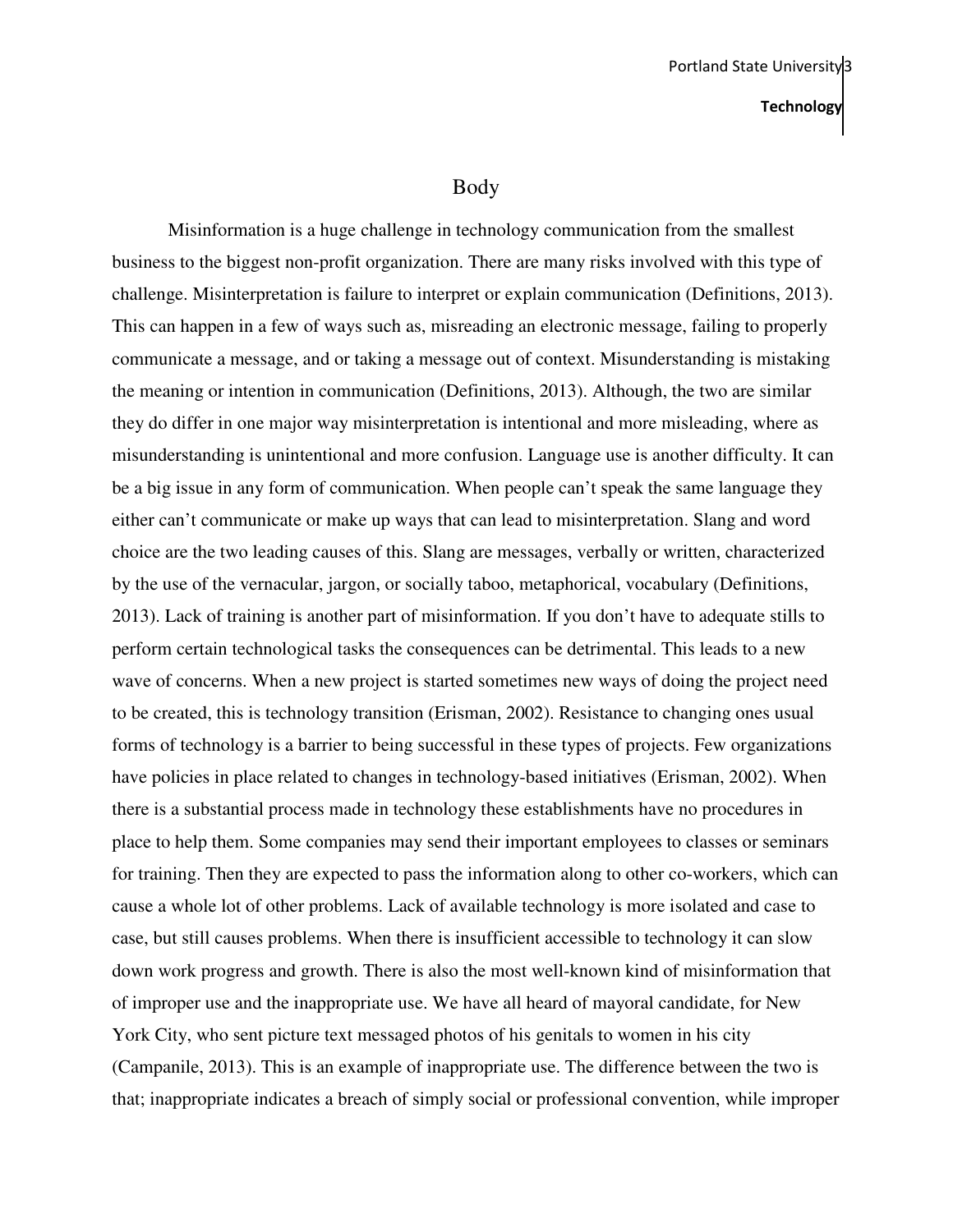# Body

Misinformation is a huge challenge in technology communication from the smallest business to the biggest non-profit organization. There are many risks involved with this type of challenge. Misinterpretation is failure to interpret or explain communication (Definitions, 2013). This can happen in a few of ways such as, misreading an electronic message, failing to properly communicate a message, and or taking a message out of context. Misunderstanding is mistaking the meaning or intention in communication (Definitions, 2013). Although, the two are similar they do differ in one major way misinterpretation is intentional and more misleading, where as misunderstanding is unintentional and more confusion. Language use is another difficulty. It can be a big issue in any form of communication. When people can't speak the same language they either can't communicate or make up ways that can lead to misinterpretation. Slang and word choice are the two leading causes of this. Slang are messages, verbally or written, characterized by the use of the vernacular, jargon, or socially taboo, metaphorical, vocabulary (Definitions, 2013). Lack of training is another part of misinformation. If you don't have to adequate stills to perform certain technological tasks the consequences can be detrimental. This leads to a new wave of concerns. When a new project is started sometimes new ways of doing the project need to be created, this is technology transition (Erisman, 2002). Resistance to changing ones usual forms of technology is a barrier to being successful in these types of projects. Few organizations have policies in place related to changes in technology-based initiatives (Erisman, 2002). When there is a substantial process made in technology these establishments have no procedures in place to help them. Some companies may send their important employees to classes or seminars for training. Then they are expected to pass the information along to other co-workers, which can cause a whole lot of other problems. Lack of available technology is more isolated and case to case, but still causes problems. When there is insufficient accessible to technology it can slow down work progress and growth. There is also the most well-known kind of misinformation that of improper use and the inappropriate use. We have all heard of mayoral candidate, for New York City, who sent picture text messaged photos of his genitals to women in his city (Campanile, 2013). This is an example of inappropriate use. The difference between the two is that; inappropriate indicates a breach of simply social or professional convention, while improper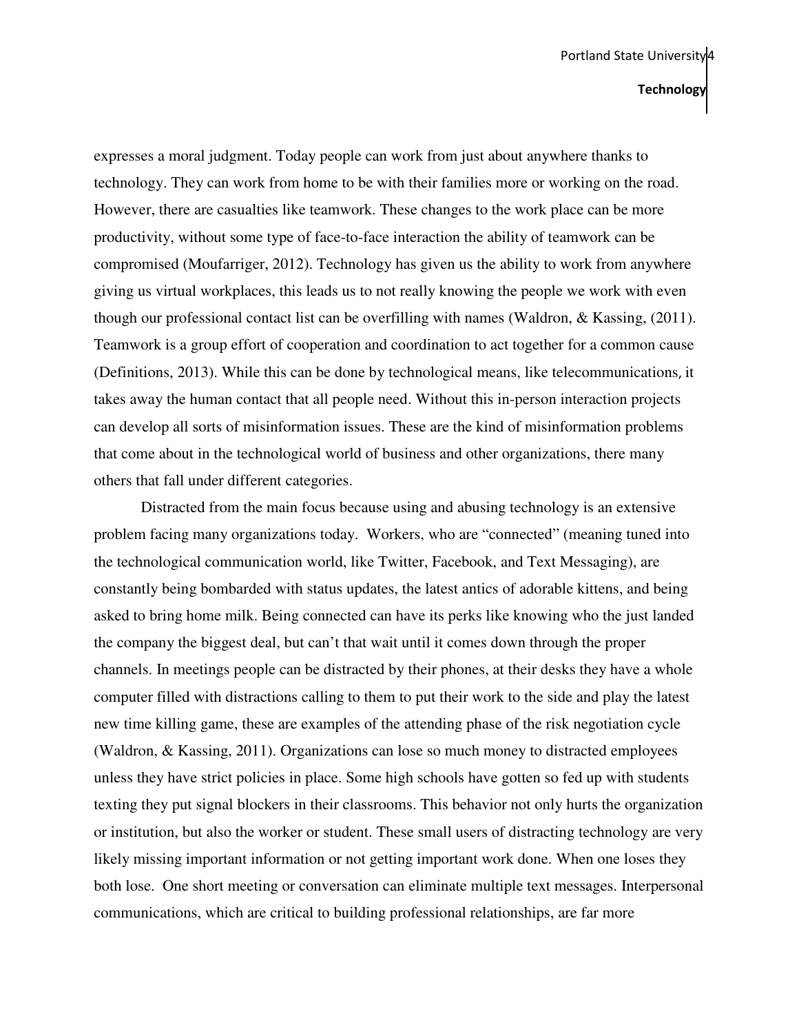expresses a moral judgment. Today people can work from just about anywhere thanks to technology. They can work from home to be with their families more or working on the road. However, there are casualties like teamwork. These changes to the work place can be more productivity, without some type of face-to-face interaction the ability of teamwork can be compromised (Moufarriger, 2012). Technology has given us the ability to work from anywhere giving us virtual workplaces, this leads us to not really knowing the people we work with even though our professional contact list can be overfilling with names (Waldron, & Kassing, (2011). Teamwork is a group effort of cooperation and coordination to act together for a common cause (Definitions, 2013). While this can be done by technological means, like telecommunications, it takes away the human contact that all people need. Without this in-person interaction projects can develop all sorts of misinformation issues. These are the kind of misinformation problems that come about in the technological world of business and other organizations, there many others that fall under different categories.

Distracted from the main focus because using and abusing technology is an extensive problem facing many organizations today. Workers, who are "connected" (meaning tuned into the technological communication world, like Twitter, Facebook, and Text Messaging), are constantly being bombarded with status updates, the latest antics of adorable kittens, and being asked to bring home milk. Being connected can have its perks like knowing who the just landed the company the biggest deal, but can't that wait until it comes down through the proper channels. In meetings people can be distracted by their phones, at their desks they have a whole computer filled with distractions calling to them to put their work to the side and play the latest new time killing game, these are examples of the attending phase of the risk negotiation cycle (Waldron, & Kassing, 2011). Organizations can lose so much money to distracted employees unless they have strict policies in place. Some high schools have gotten so fed up with students texting they put signal blockers in their classrooms. This behavior not only hurts the organization or institution, but also the worker or student. These small users of distracting technology are very likely missing important information or not getting important work done. When one loses they both lose. One short meeting or conversation can eliminate multiple text messages. Interpersonal communications, which are critical to building professional relationships, are far more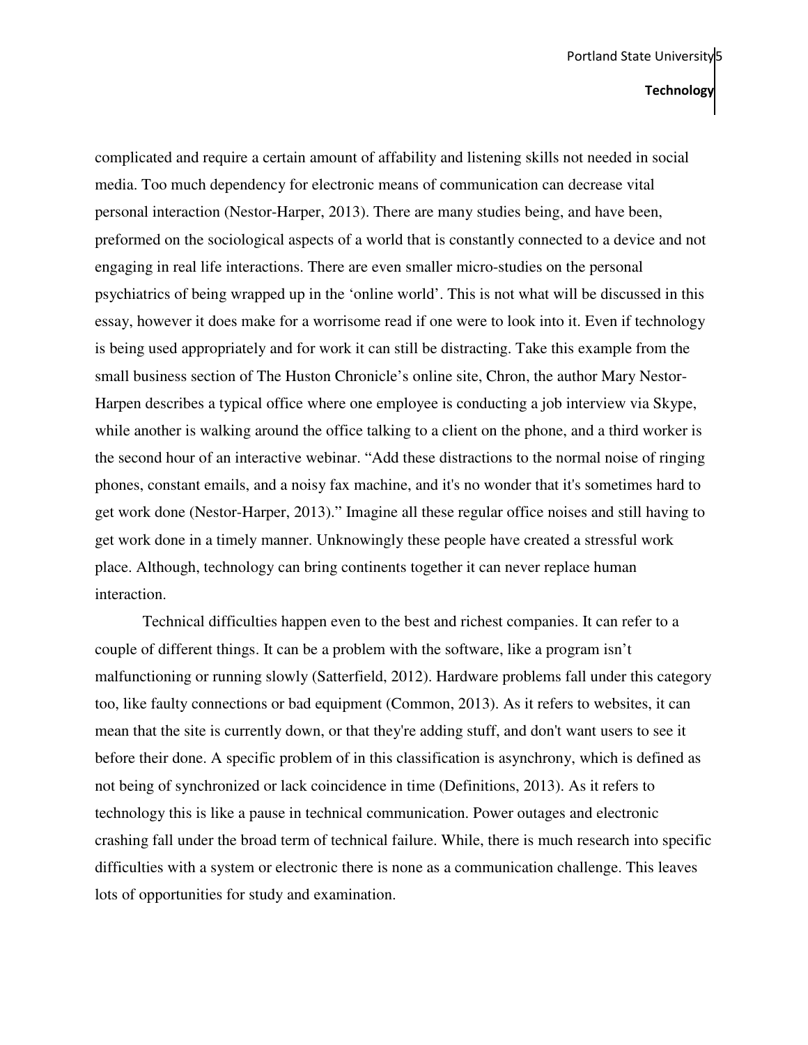complicated and require a certain amount of affability and listening skills not needed in social media. Too much dependency for electronic means of communication can decrease vital personal interaction (Nestor-Harper, 2013). There are many studies being, and have been, preformed on the sociological aspects of a world that is constantly connected to a device and not engaging in real life interactions. There are even smaller micro-studies on the personal psychiatrics of being wrapped up in the 'online world'. This is not what will be discussed in this essay, however it does make for a worrisome read if one were to look into it. Even if technology is being used appropriately and for work it can still be distracting. Take this example from the small business section of The Huston Chronicle's online site, Chron, the author Mary Nestor-Harpen describes a typical office where one employee is conducting a job interview via Skype, while another is walking around the office talking to a client on the phone, and a third worker is the second hour of an interactive webinar. "Add these distractions to the normal noise of ringing phones, constant emails, and a noisy fax machine, and it's no wonder that it's sometimes hard to get work done (Nestor-Harper, 2013)." Imagine all these regular office noises and still having to get work done in a timely manner. Unknowingly these people have created a stressful work place. Although, technology can bring continents together it can never replace human interaction.

Technical difficulties happen even to the best and richest companies. It can refer to a couple of different things. It can be a problem with the software, like a program isn't malfunctioning or running slowly (Satterfield, 2012). Hardware problems fall under this category too, like faulty connections or bad equipment (Common, 2013). As it refers to websites, it can mean that the site is currently down, or that they're adding stuff, and don't want users to see it before their done. A specific problem of in this classification is asynchrony, which is defined as not being of synchronized or lack coincidence in time (Definitions, 2013). As it refers to technology this is like a pause in technical communication. Power outages and electronic crashing fall under the broad term of technical failure. While, there is much research into specific difficulties with a system or electronic there is none as a communication challenge. This leaves lots of opportunities for study and examination.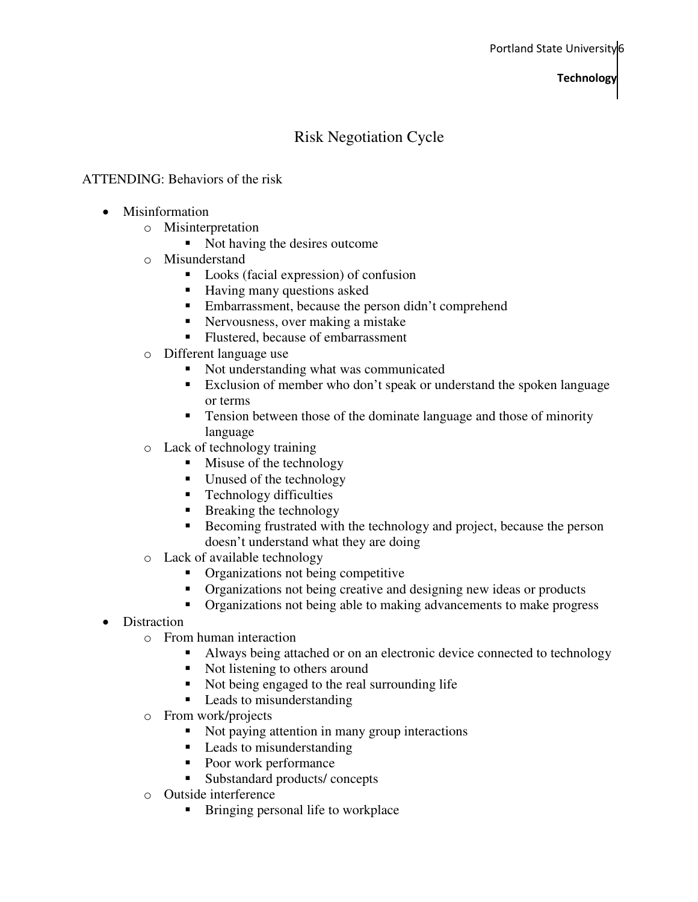# Risk Negotiation Cycle

ATTENDING: Behaviors of the risk

- Misinformation
  - Misinterpretation
    - Not having the desires outcome
  - Misunderstand
    - Looks (facial expression) of confusion
    - Having many questions asked
    - Embarrassment, because the person didn't comprehend
    - Nervousness, over making a mistake
    - Flustered, because of embarrassment
  - Different language use
    - Not understanding what was communicated
    - Exclusion of member who don't speak or understand the spoken language or terms
    - Tension between those of the dominate language and those of minority language
  - Lack of technology training
    - Misuse of the technology
    - Unused of the technology
    - Technology difficulties
    - Breaking the technology
    - Becoming frustrated with the technology and project, because the person doesn't understand what they are doing
  - Lack of available technology
    - Organizations not being competitive
    - Organizations not being creative and designing new ideas or products
    - Organizations not being able to making advancements to make progress
- Distraction
  - From human interaction
    - Always being attached or on an electronic device connected to technology
    - Not listening to others around
    - Not being engaged to the real surrounding life
    - Leads to misunderstanding
  - From work/projects
    - Not paying attention in many group interactions
    - Leads to misunderstanding
    - Poor work performance
    - Substandard products/ concepts
  - Outside interference
    - Bringing personal life to workplace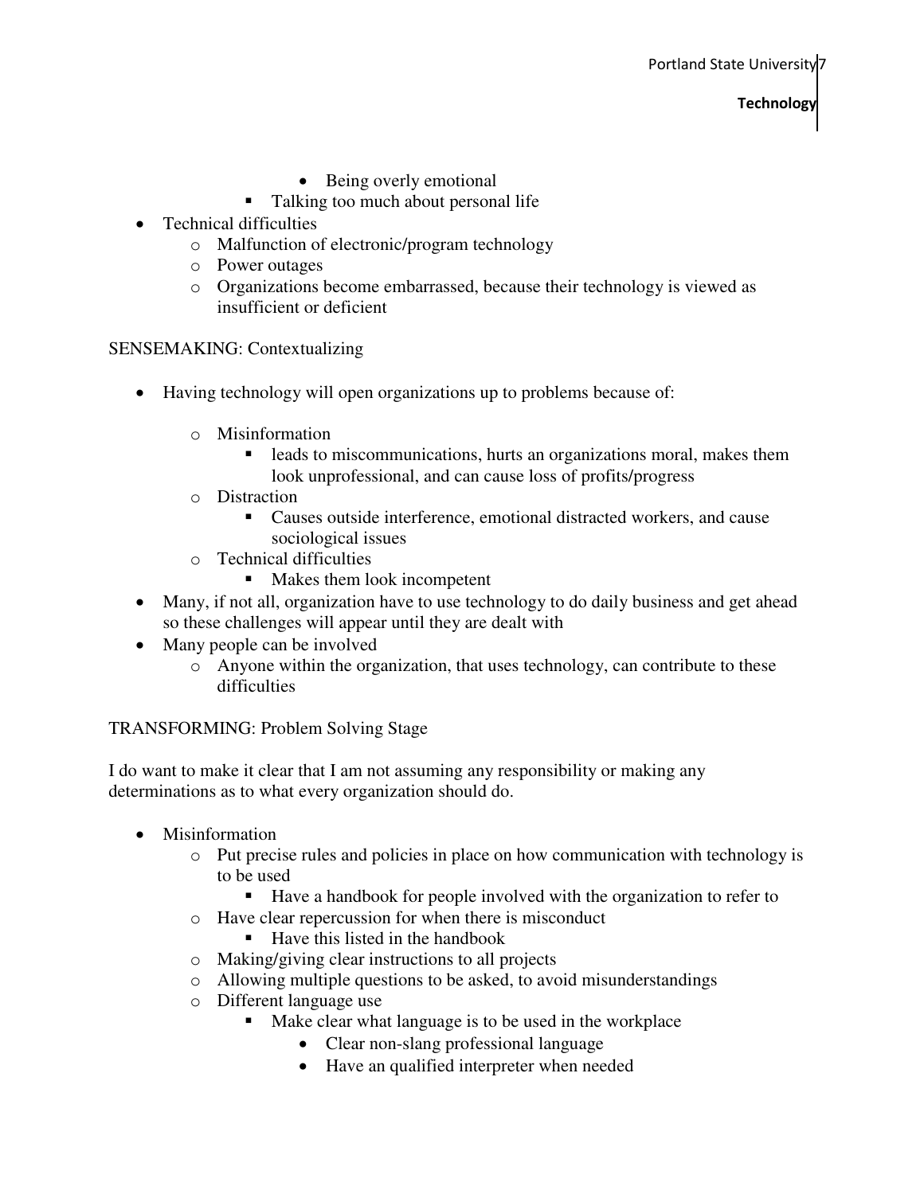- Being overly emotional
    - Talking too much about personal life
- Technical difficulties
    - Malfunction of electronic/program technology
    - Power outages
    - Organizations become embarrassed, because their technology is viewed as insufficient or deficient

SENSEMAKING: Contextualizing

- Having technology will open organizations up to problems because of:
    - Misinformation
        - leads to miscommunications, hurts an organizations moral, makes them look unprofessional, and can cause loss of profits/progress
    - Distraction
        - Causes outside interference, emotional distracted workers, and cause sociological issues
    - Technical difficulties
        - Makes them look incompetent
- Many, if not all, organization have to use technology to do daily business and get ahead so these challenges will appear until they are dealt with
- Many people can be involved
    - Anyone within the organization, that uses technology, can contribute to these difficulties

TRANSFORMING: Problem Solving Stage

I do want to make it clear that I am not assuming any responsibility or making any determinations as to what every organization should do.

- Misinformation
    - Put precise rules and policies in place on how communication with technology is to be used
        - Have a handbook for people involved with the organization to refer to
    - Have clear repercussion for when there is misconduct
        - Have this listed in the handbook
    - Making/giving clear instructions to all projects
    - Allowing multiple questions to be asked, to avoid misunderstandings
    - Different language use
        - Make clear what language is to be used in the workplace
            - Clear non-slang professional language
            - Have an qualified interpreter when needed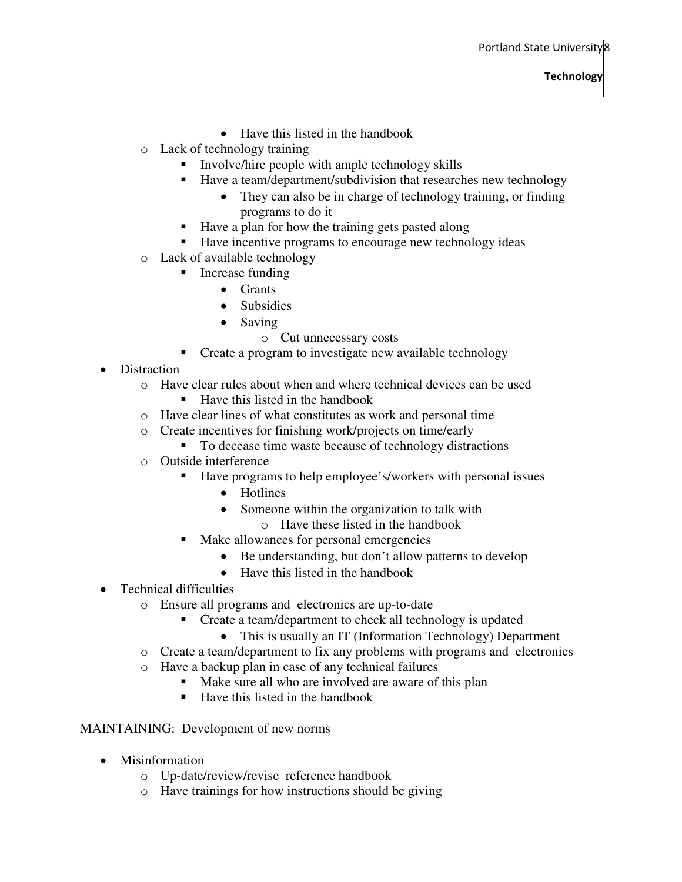- Have this listed in the handbook
    - Lack of technology training
        - Involve/hire people with ample technology skills
        - Have a team/department/subdivision that researches new technology
            - They can also be in charge of technology training, or finding programs to do it
        - Have a plan for how the training gets pasted along
        - Have incentive programs to encourage new technology ideas
    - Lack of available technology
        - Increase funding
            - Grants
            - Subsidies
            - Saving
                - Cut unnecessary costs
        - Create a program to investigate new available technology
- Distraction
    - Have clear rules about when and where technical devices can be used
        - Have this listed in the handbook
    - Have clear lines of what constitutes as work and personal time
    - Create incentives for finishing work/projects on time/early
        - To decease time waste because of technology distractions
    - Outside interference
        - Have programs to help employee's/workers with personal issues
            - Hotlines
            - Someone within the organization to talk with
                - Have these listed in the handbook
        - Make allowances for personal emergencies
            - Be understanding, but don't allow patterns to develop
            - Have this listed in the handbook
- Technical difficulties
    - Ensure all programs and electronics are up-to-date
        - Create a team/department to check all technology is updated
            - This is usually an IT (Information Technology) Department
    - Create a team/department to fix any problems with programs and electronics
    - Have a backup plan in case of any technical failures
        - Make sure all who are involved are aware of this plan
        - Have this listed in the handbook

MAINTAINING: Development of new norms

- Misinformation
    - Up-date/review/revise reference handbook
    - Have trainings for how instructions should be giving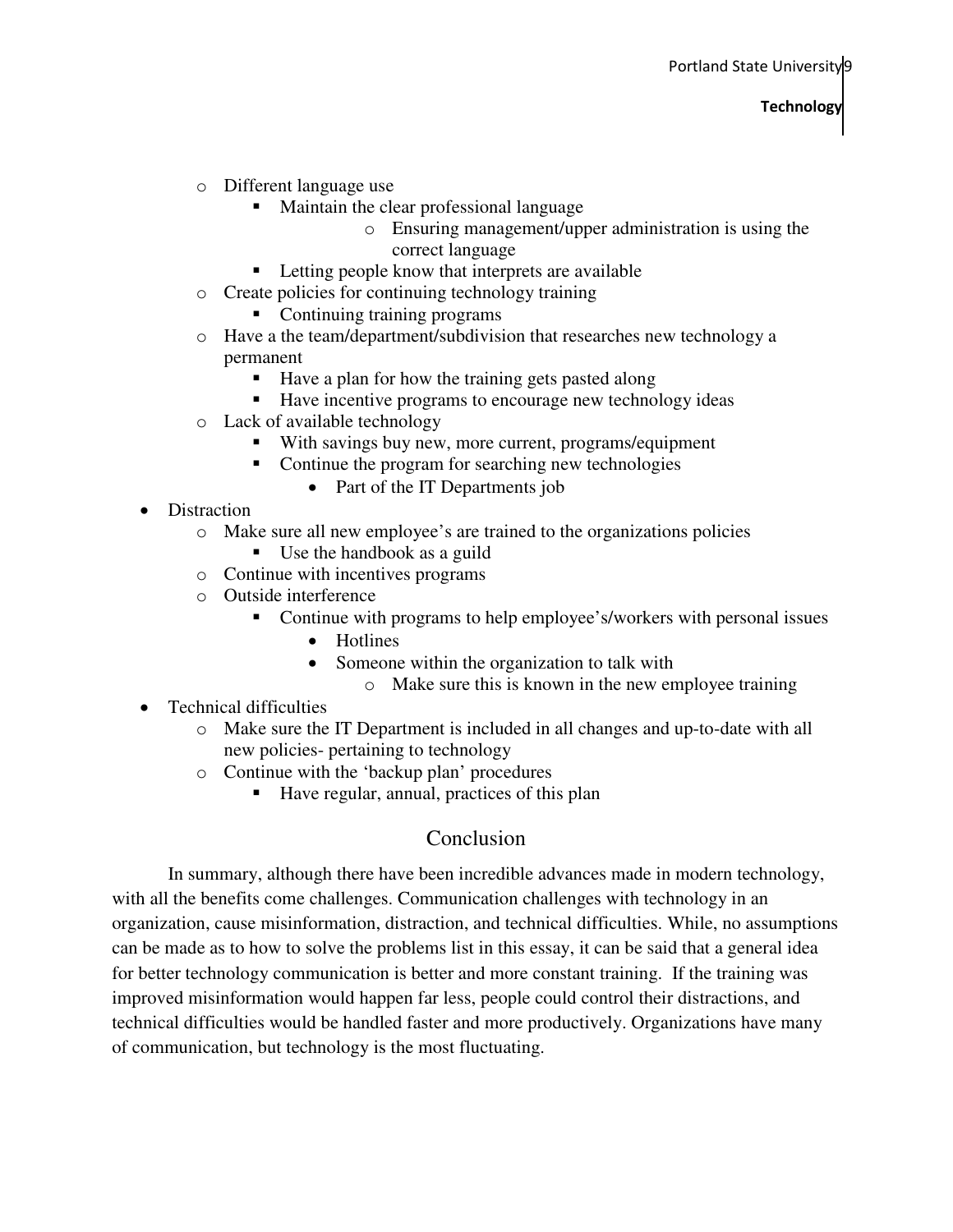- Different language use
    - Maintain the clear professional language
        - Ensuring management/upper administration is using the correct language
    - Letting people know that interprets are available
- Create policies for continuing technology training
    - Continuing training programs
- Have a the team/department/subdivision that researches new technology a permanent
    - Have a plan for how the training gets pasted along
    - Have incentive programs to encourage new technology ideas
- Lack of available technology
    - With savings buy new, more current, programs/equipment
    - Continue the program for searching new technologies
        - Part of the IT Departments job

- Distraction
    - Make sure all new employee's are trained to the organizations policies
        - Use the handbook as a guild
    - Continue with incentives programs
    - Outside interference
        - Continue with programs to help employee's/workers with personal issues
            - Hotlines
            - Someone within the organization to talk with
                - Make sure this is known in the new employee training
- Technical difficulties
    - Make sure the IT Department is included in all changes and up-to-date with all new policies- pertaining to technology
    - Continue with the 'backup plan' procedures
        - Have regular, annual, practices of this plan

## Conclusion

In summary, although there have been incredible advances made in modern technology, with all the benefits come challenges. Communication challenges with technology in an organization, cause misinformation, distraction, and technical difficulties. While, no assumptions can be made as to how to solve the problems list in this essay, it can be said that a general idea for better technology communication is better and more constant training. If the training was improved misinformation would happen far less, people could control their distractions, and technical difficulties would be handled faster and more productively. Organizations have many of communication, but technology is the most fluctuating.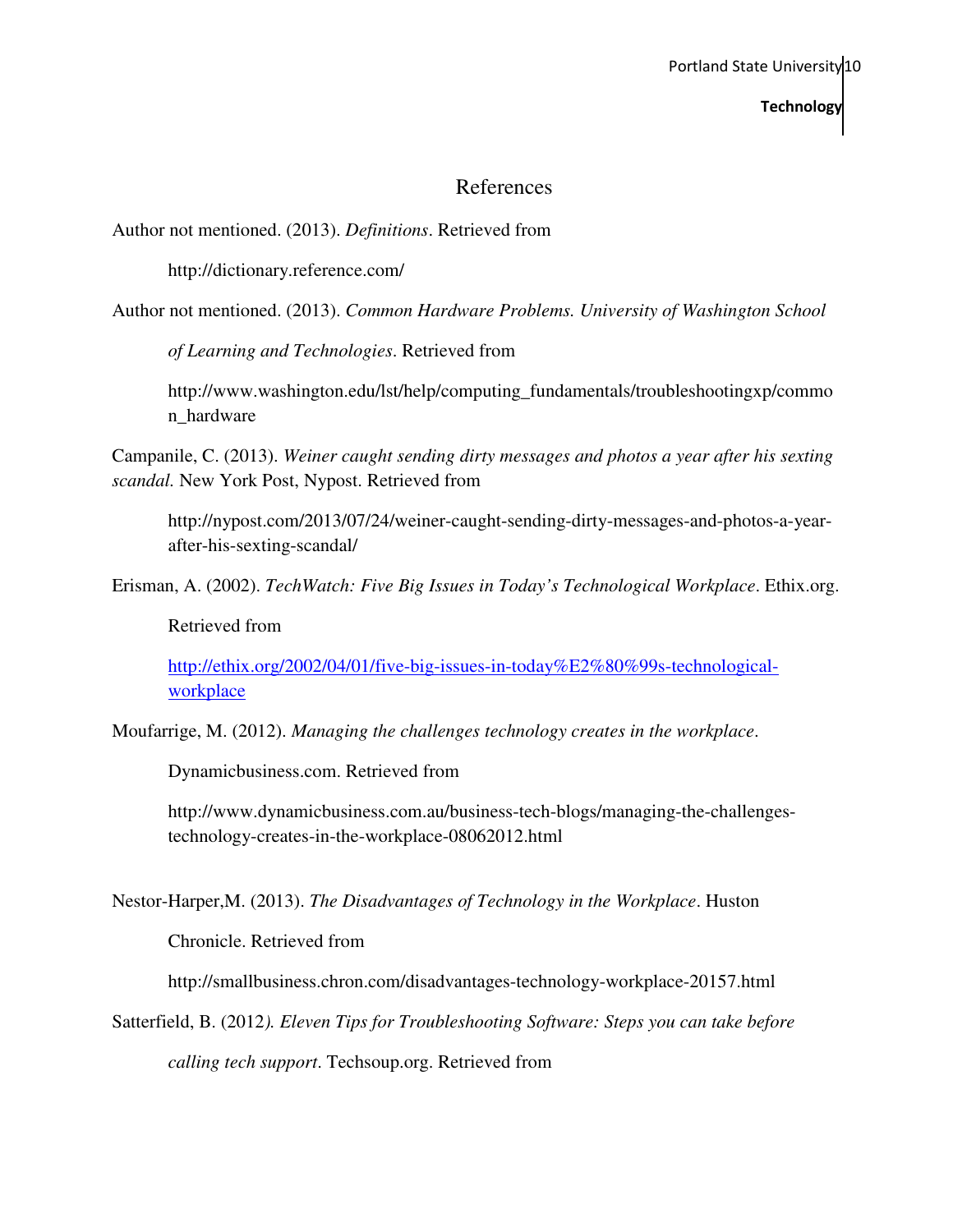# References

Author not mentioned. (2013). *Definitions*. Retrieved from

http://dictionary.reference.com/

Author not mentioned. (2013). *Common Hardware Problems. University of Washington School of Learning and Technologies*. Retrieved from

http://www.washington.edu/lst/help/computing_fundamentals/troubleshootingxp/common_hardware

Campanile, C. (2013). *Weiner caught sending dirty messages and photos a year after his sexting scandal.* New York Post, Nypost. Retrieved from

http://nypost.com/2013/07/24/weiner-caught-sending-dirty-messages-and-photos-a-year-after-his-sexting-scandal/

Erisman, A. (2002). *TechWatch: Five Big Issues in Today's Technological Workplace*. Ethix.org. Retrieved from

http://ethix.org/2002/04/01/five-big-issues-in-today%E2%80%99s-technological-workplace

Moufarrige, M. (2012). *Managing the challenges technology creates in the workplace*. Dynamicbusiness.com. Retrieved from

http://www.dynamicbusiness.com.au/business-tech-blogs/managing-the-challenges-technology-creates-in-the-workplace-08062012.html

Nestor-Harper,M. (2013). *The Disadvantages of Technology in the Workplace*. Huston Chronicle. Retrieved from

http://smallbusiness.chron.com/disadvantages-technology-workplace-20157.html

Satterfield, B. (2012*). Eleven Tips for Troubleshooting Software: Steps you can take before calling tech support*. Techsoup.org. Retrieved from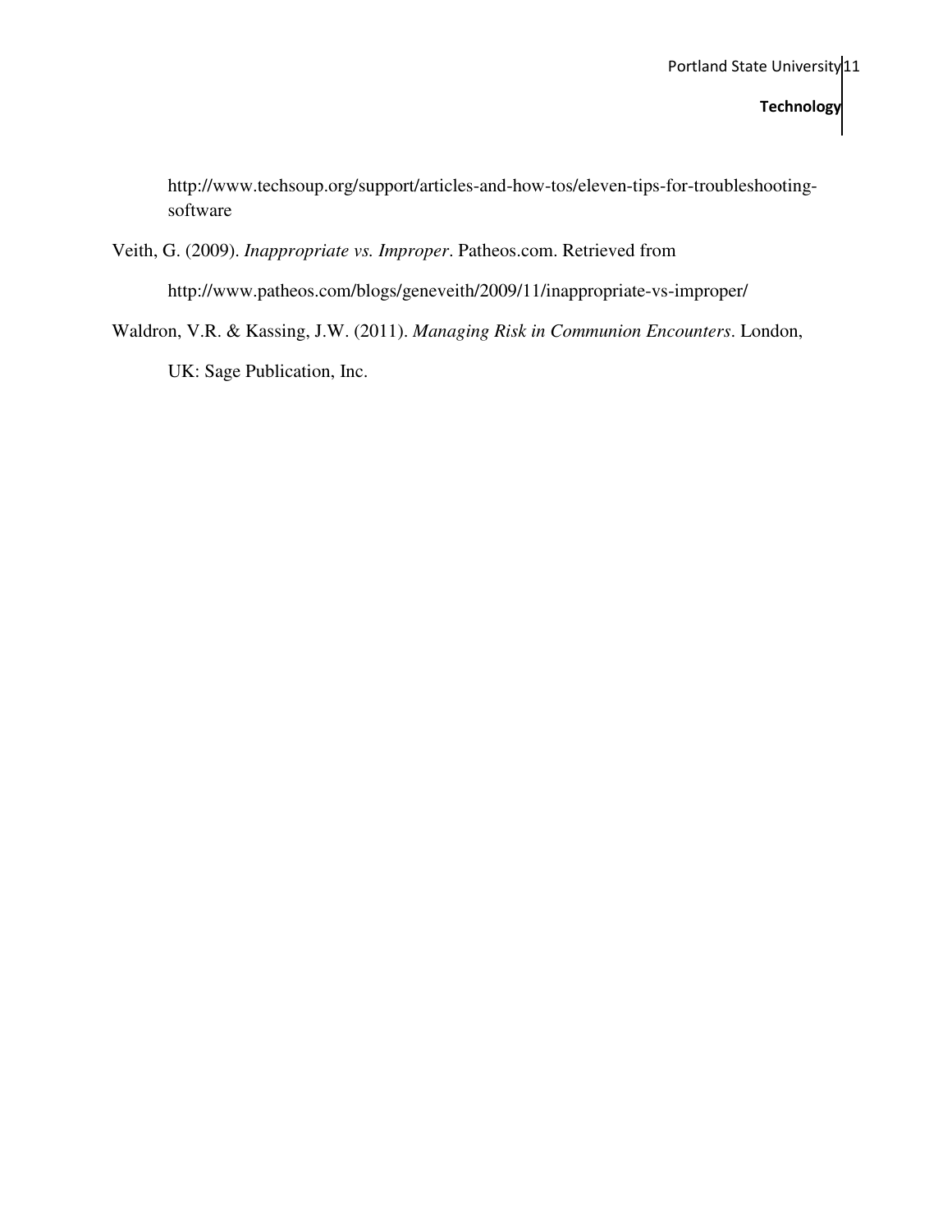http://www.techsoup.org/support/articles-and-how-tos/eleven-tips-for-troubleshooting-software

Veith, G. (2009). *Inappropriate vs. Improper*. Patheos.com. Retrieved from

http://www.patheos.com/blogs/geneveith/2009/11/inappropriate-vs-improper/

Waldron, V.R. & Kassing, J.W. (2011). *Managing Risk in Communion Encounters*. London, UK: Sage Publication, Inc.